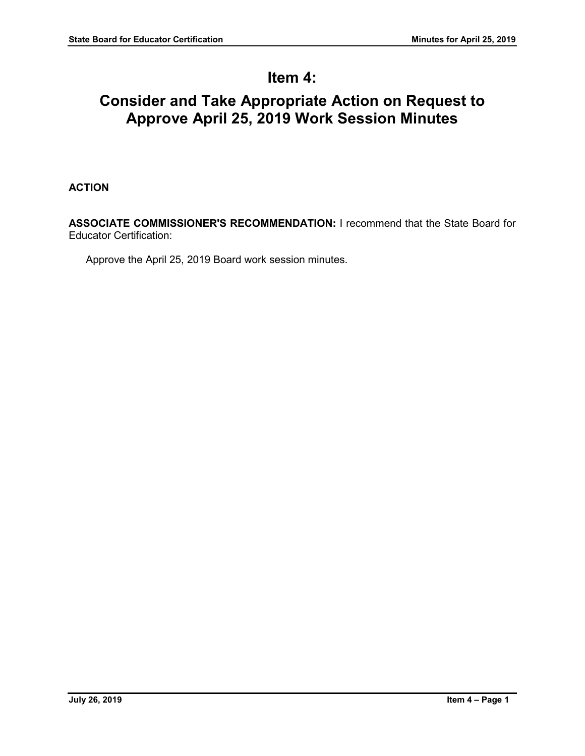# Item 4:

# Consider and Take Appropriate Action on Request to Approve April 25, 2019 Work Session Minutes

**ACTION**

**ASSOCIATE COMMISSIONER'S RECOMMENDATION:** I recommend that the State Board for Educator Certification:

Approve the April 25, 2019 Board work session minutes.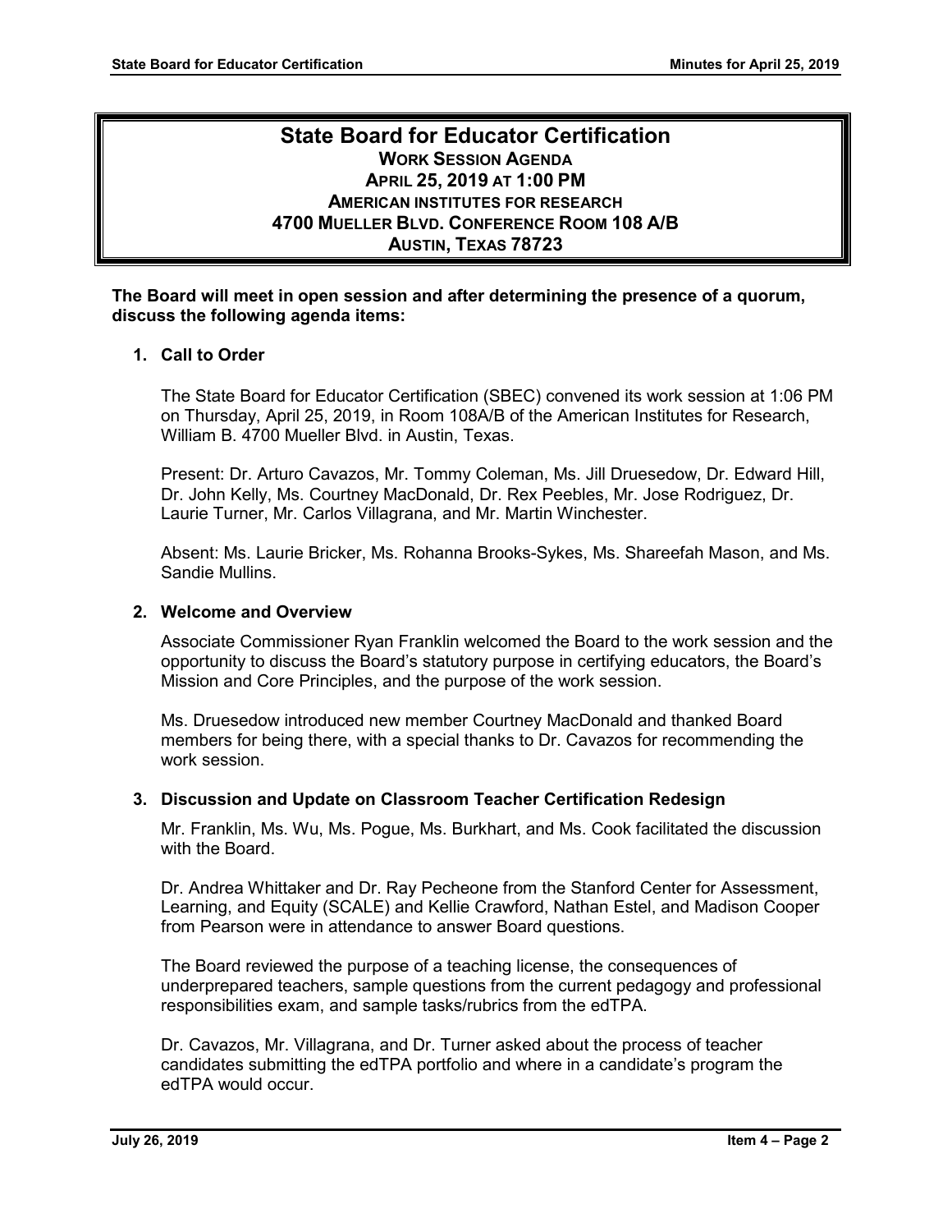# State Board for Educator Certification

**WORK SESSION AGENDA**
**APRIL 25, 2019 AT 1:00 PM**
**AMERICAN INSTITUTES FOR RESEARCH**
**4700 MUELLER BLVD. CONFERENCE ROOM 108 A/B**
**AUSTIN, TEXAS 78723**

**The Board will meet in open session and after determining the presence of a quorum, discuss the following agenda items:**

### 1. Call to Order

The State Board for Educator Certification (SBEC) convened its work session at 1:06 PM on Thursday, April 25, 2019, in Room 108A/B of the American Institutes for Research, William B. 4700 Mueller Blvd. in Austin, Texas.

Present: Dr. Arturo Cavazos, Mr. Tommy Coleman, Ms. Jill Druesedow, Dr. Edward Hill, Dr. John Kelly, Ms. Courtney MacDonald, Dr. Rex Peebles, Mr. Jose Rodriguez, Dr. Laurie Turner, Mr. Carlos Villagrana, and Mr. Martin Winchester.

Absent: Ms. Laurie Bricker, Ms. Rohanna Brooks-Sykes, Ms. Shareefah Mason, and Ms. Sandie Mullins.

### 2. Welcome and Overview

Associate Commissioner Ryan Franklin welcomed the Board to the work session and the opportunity to discuss the Board's statutory purpose in certifying educators, the Board's Mission and Core Principles, and the purpose of the work session.

Ms. Druesedow introduced new member Courtney MacDonald and thanked Board members for being there, with a special thanks to Dr. Cavazos for recommending the work session.

### 3. Discussion and Update on Classroom Teacher Certification Redesign

Mr. Franklin, Ms. Wu, Ms. Pogue, Ms. Burkhart, and Ms. Cook facilitated the discussion with the Board.

Dr. Andrea Whittaker and Dr. Ray Pecheone from the Stanford Center for Assessment, Learning, and Equity (SCALE) and Kellie Crawford, Nathan Estel, and Madison Cooper from Pearson were in attendance to answer Board questions.

The Board reviewed the purpose of a teaching license, the consequences of underprepared teachers, sample questions from the current pedagogy and professional responsibilities exam, and sample tasks/rubrics from the edTPA.

Dr. Cavazos, Mr. Villagrana, and Dr. Turner asked about the process of teacher candidates submitting the edTPA portfolio and where in a candidate's program the edTPA would occur.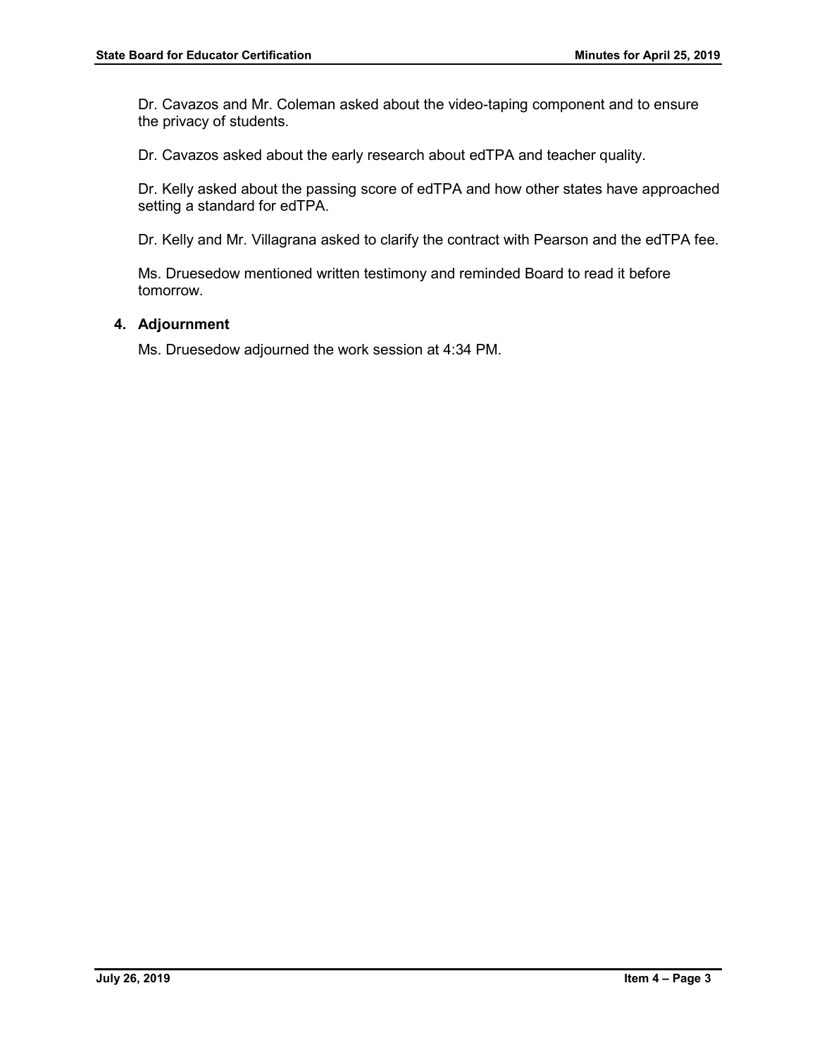Dr. Cavazos and Mr. Coleman asked about the video-taping component and to ensure the privacy of students.

Dr. Cavazos asked about the early research about edTPA and teacher quality.

Dr. Kelly asked about the passing score of edTPA and how other states have approached setting a standard for edTPA.

Dr. Kelly and Mr. Villagrana asked to clarify the contract with Pearson and the edTPA fee.

Ms. Druesedow mentioned written testimony and reminded Board to read it before tomorrow.

## 4. Adjournment

Ms. Druesedow adjourned the work session at 4:34 PM.